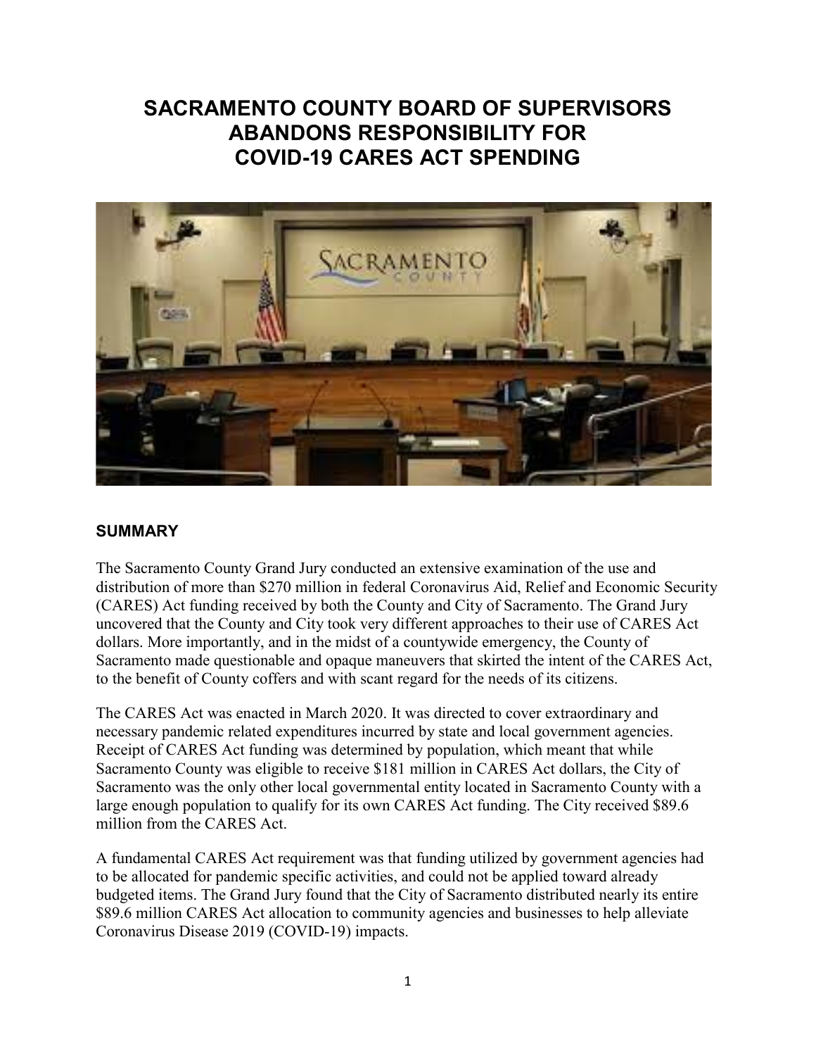# SACRAMENTO COUNTY BOARD OF SUPERVISORS ABANDONS RESPONSIBILITY FOR COVID-19 CARES ACT SPENDING

## SUMMARY

The Sacramento County Grand Jury conducted an extensive examination of the use and distribution of more than $270 million in federal Coronavirus Aid, Relief and Economic Security (CARES) Act funding received by both the County and City of Sacramento. The Grand Jury uncovered that the County and City took very different approaches to their use of CARES Act dollars. More importantly, and in the midst of a countywide emergency, the County of Sacramento made questionable and opaque maneuvers that skirted the intent of the CARES Act, to the benefit of County coffers and with scant regard for the needs of its citizens.

The CARES Act was enacted in March 2020. It was directed to cover extraordinary and necessary pandemic related expenditures incurred by state and local government agencies. Receipt of CARES Act funding was determined by population, which meant that while Sacramento County was eligible to receive $181 million in CARES Act dollars, the City of Sacramento was the only other local governmental entity located in Sacramento County with a large enough population to qualify for its own CARES Act funding. The City received $89.6 million from the CARES Act.

A fundamental CARES Act requirement was that funding utilized by government agencies had to be allocated for pandemic specific activities, and could not be applied toward already budgeted items. The Grand Jury found that the City of Sacramento distributed nearly its entire $89.6 million CARES Act allocation to community agencies and businesses to help alleviate Coronavirus Disease 2019 (COVID-19) impacts.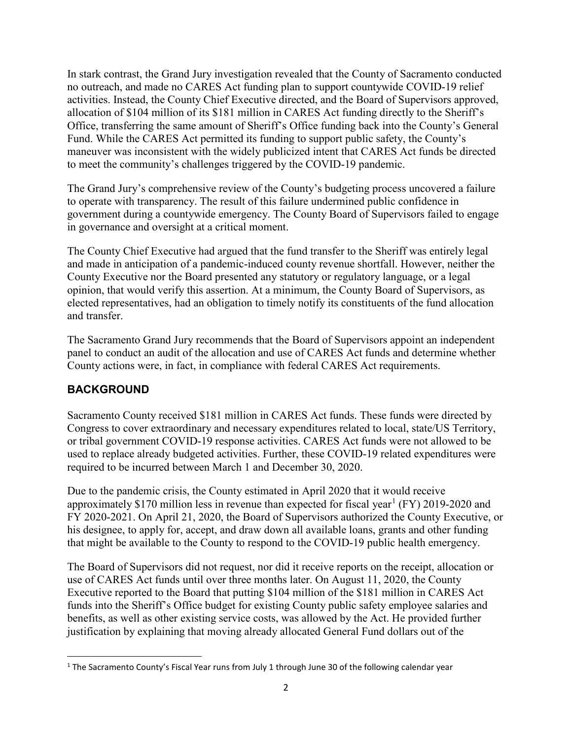In stark contrast, the Grand Jury investigation revealed that the County of Sacramento conducted no outreach, and made no CARES Act funding plan to support countywide COVID-19 relief activities. Instead, the County Chief Executive directed, and the Board of Supervisors approved, allocation of $104 million of its $181 million in CARES Act funding directly to the Sheriff's Office, transferring the same amount of Sheriff's Office funding back into the County's General Fund. While the CARES Act permitted its funding to support public safety, the County's maneuver was inconsistent with the widely publicized intent that CARES Act funds be directed to meet the community's challenges triggered by the COVID-19 pandemic.

The Grand Jury's comprehensive review of the County's budgeting process uncovered a failure to operate with transparency. The result of this failure undermined public confidence in government during a countywide emergency. The County Board of Supervisors failed to engage in governance and oversight at a critical moment.

The County Chief Executive had argued that the fund transfer to the Sheriff was entirely legal and made in anticipation of a pandemic-induced county revenue shortfall. However, neither the County Executive nor the Board presented any statutory or regulatory language, or a legal opinion, that would verify this assertion. At a minimum, the County Board of Supervisors, as elected representatives, had an obligation to timely notify its constituents of the fund allocation and transfer.

The Sacramento Grand Jury recommends that the Board of Supervisors appoint an independent panel to conduct an audit of the allocation and use of CARES Act funds and determine whether County actions were, in fact, in compliance with federal CARES Act requirements.

## BACKGROUND

Sacramento County received $181 million in CARES Act funds. These funds were directed by Congress to cover extraordinary and necessary expenditures related to local, state/US Territory, or tribal government COVID-19 response activities. CARES Act funds were not allowed to be used to replace already budgeted activities. Further, these COVID-19 related expenditures were required to be incurred between March 1 and December 30, 2020.

Due to the pandemic crisis, the County estimated in April 2020 that it would receive approximately $170 million less in revenue than expected for fiscal year[1] (FY) 2019-2020 and FY 2020-2021. On April 21, 2020, the Board of Supervisors authorized the County Executive, or his designee, to apply for, accept, and draw down all available loans, grants and other funding that might be available to the County to respond to the COVID-19 public health emergency.

The Board of Supervisors did not request, nor did it receive reports on the receipt, allocation or use of CARES Act funds until over three months later. On August 11, 2020, the County Executive reported to the Board that putting $104 million of the $181 million in CARES Act funds into the Sheriff's Office budget for existing County public safety employee salaries and benefits, as well as other existing service costs, was allowed by the Act. He provided further justification by explaining that moving already allocated General Fund dollars out of the

[1] The Sacramento County's Fiscal Year runs from July 1 through June 30 of the following calendar year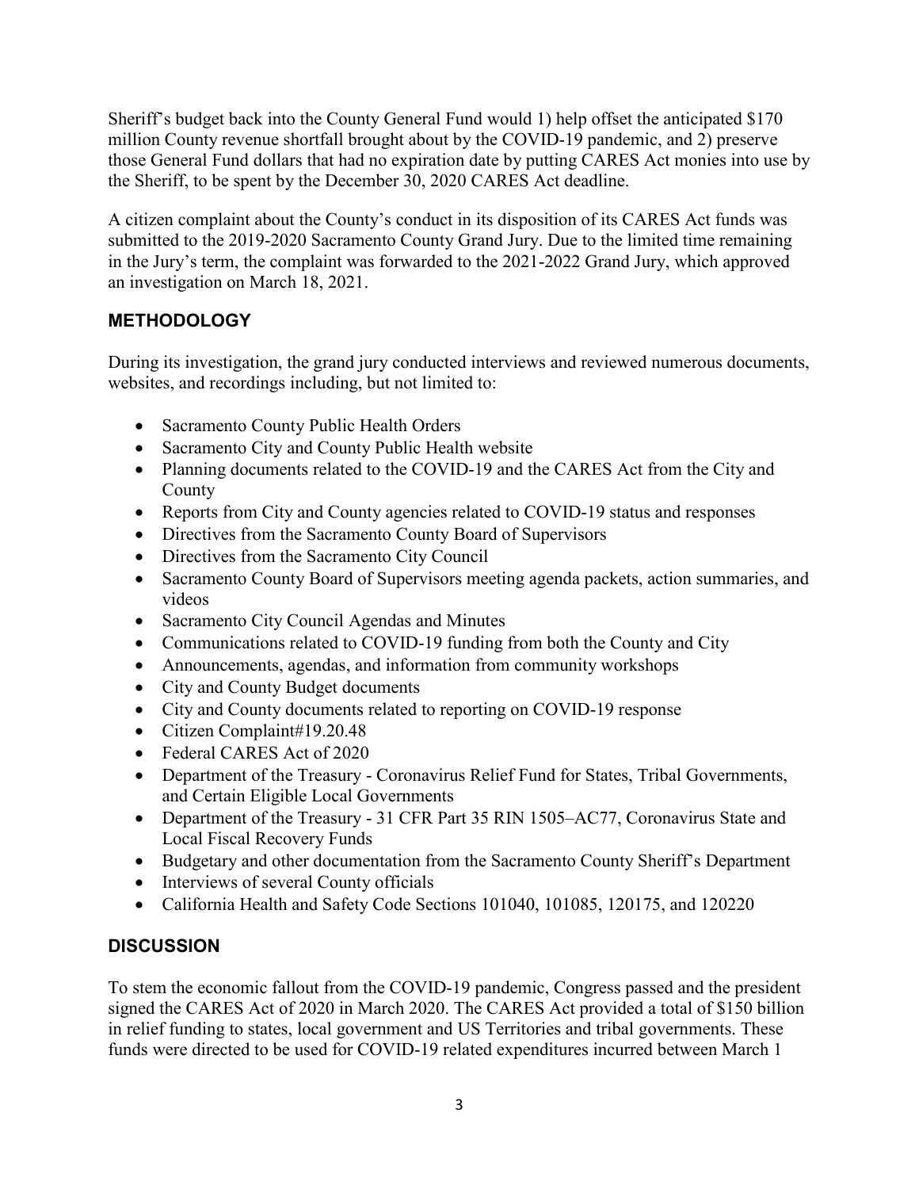Sheriff's budget back into the County General Fund would 1) help offset the anticipated $170 million County revenue shortfall brought about by the COVID-19 pandemic, and 2) preserve those General Fund dollars that had no expiration date by putting CARES Act monies into use by the Sheriff, to be spent by the December 30, 2020 CARES Act deadline.

A citizen complaint about the County's conduct in its disposition of its CARES Act funds was submitted to the 2019-2020 Sacramento County Grand Jury. Due to the limited time remaining in the Jury's term, the complaint was forwarded to the 2021-2022 Grand Jury, which approved an investigation on March 18, 2021.

## METHODOLOGY

During its investigation, the grand jury conducted interviews and reviewed numerous documents, websites, and recordings including, but not limited to:

- Sacramento County Public Health Orders
- Sacramento City and County Public Health website
- Planning documents related to the COVID-19 and the CARES Act from the City and County
- Reports from City and County agencies related to COVID-19 status and responses
- Directives from the Sacramento County Board of Supervisors
- Directives from the Sacramento City Council
- Sacramento County Board of Supervisors meeting agenda packets, action summaries, and videos
- Sacramento City Council Agendas and Minutes
- Communications related to COVID-19 funding from both the County and City
- Announcements, agendas, and information from community workshops
- City and County Budget documents
- City and County documents related to reporting on COVID-19 response
- Citizen Complaint#19.20.48
- Federal CARES Act of 2020
- Department of the Treasury - Coronavirus Relief Fund for States, Tribal Governments, and Certain Eligible Local Governments
- Department of the Treasury - 31 CFR Part 35 RIN 1505–AC77, Coronavirus State and Local Fiscal Recovery Funds
- Budgetary and other documentation from the Sacramento County Sheriff's Department
- Interviews of several County officials
- California Health and Safety Code Sections 101040, 101085, 120175, and 120220

## DISCUSSION

To stem the economic fallout from the COVID-19 pandemic, Congress passed and the president signed the CARES Act of 2020 in March 2020. The CARES Act provided a total of $150 billion in relief funding to states, local government and US Territories and tribal governments. These funds were directed to be used for COVID-19 related expenditures incurred between March 1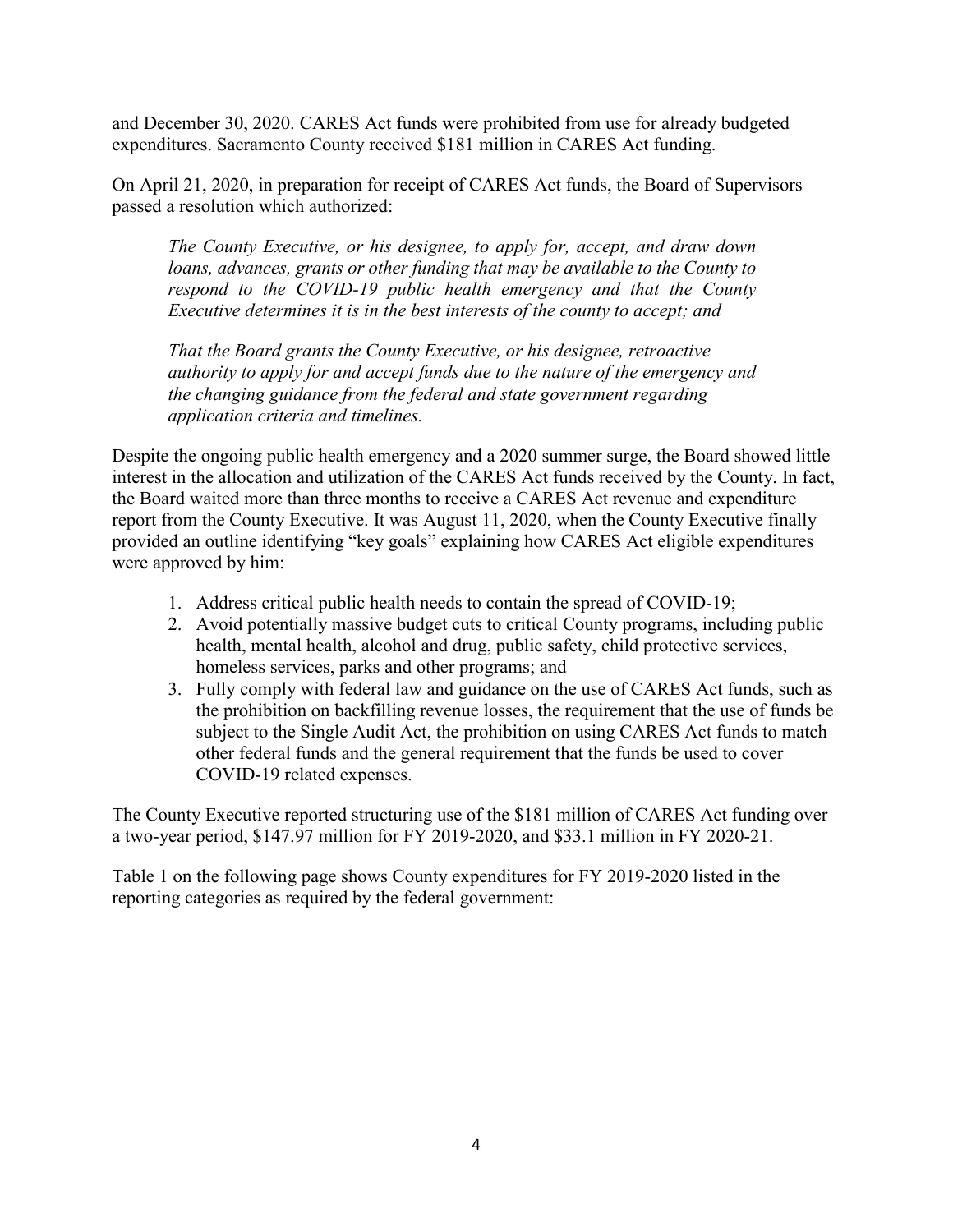and December 30, 2020. CARES Act funds were prohibited from use for already budgeted expenditures. Sacramento County received $181 million in CARES Act funding.

On April 21, 2020, in preparation for receipt of CARES Act funds, the Board of Supervisors passed a resolution which authorized:

> *The County Executive, or his designee, to apply for, accept, and draw down loans, advances, grants or other funding that may be available to the County to respond to the COVID-19 public health emergency and that the County Executive determines it is in the best interests of the county to accept; and*
>
> *That the Board grants the County Executive, or his designee, retroactive authority to apply for and accept funds due to the nature of the emergency and the changing guidance from the federal and state government regarding application criteria and timelines.*

Despite the ongoing public health emergency and a 2020 summer surge, the Board showed little interest in the allocation and utilization of the CARES Act funds received by the County. In fact, the Board waited more than three months to receive a CARES Act revenue and expenditure report from the County Executive. It was August 11, 2020, when the County Executive finally provided an outline identifying "key goals" explaining how CARES Act eligible expenditures were approved by him:

1. Address critical public health needs to contain the spread of COVID-19;
2. Avoid potentially massive budget cuts to critical County programs, including public health, mental health, alcohol and drug, public safety, child protective services, homeless services, parks and other programs; and
3. Fully comply with federal law and guidance on the use of CARES Act funds, such as the prohibition on backfilling revenue losses, the requirement that the use of funds be subject to the Single Audit Act, the prohibition on using CARES Act funds to match other federal funds and the general requirement that the funds be used to cover COVID-19 related expenses.

The County Executive reported structuring use of the $181 million of CARES Act funding over a two-year period, $147.97 million for FY 2019-2020, and $33.1 million in FY 2020-21.

Table 1 on the following page shows County expenditures for FY 2019-2020 listed in the reporting categories as required by the federal government: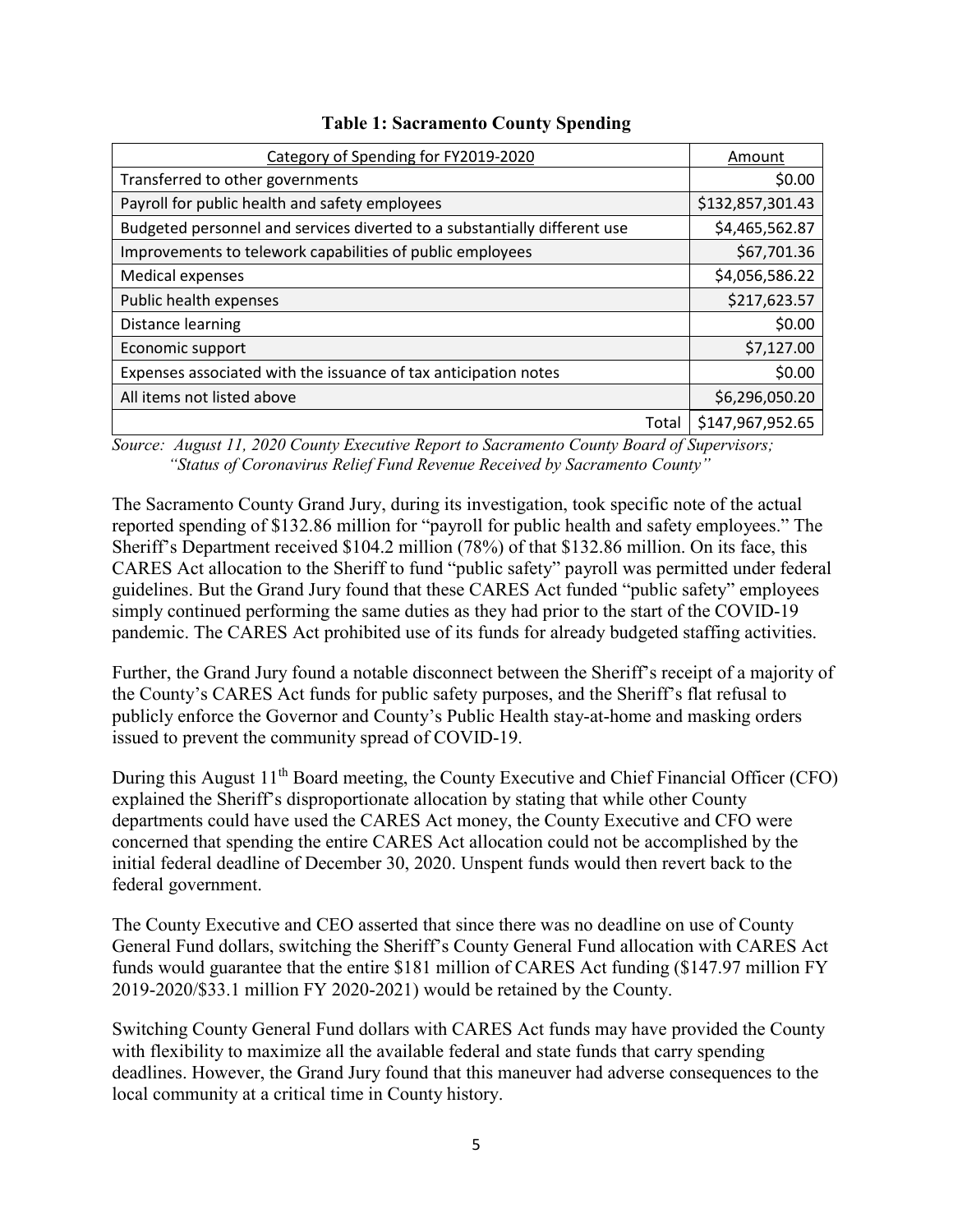**Table 1: Sacramento County Spending**

| Category of Spending for FY2019-2020 | Amount |
|---|---|
| Transferred to other governments | $0.00 |
| Payroll for public health and safety employees | $132,857,301.43 |
| Budgeted personnel and services diverted to a substantially different use | $4,465,562.87 |
| Improvements to telework capabilities of public employees | $67,701.36 |
| Medical expenses | $4,056,586.22 |
| Public health expenses | $217,623.57 |
| Distance learning | $0.00 |
| Economic support | $7,127.00 |
| Expenses associated with the issuance of tax anticipation notes | $0.00 |
| All items not listed above | $6,296,050.20 |
| Total | $147,967,952.65 |

*Source: August 11, 2020 County Executive Report to Sacramento County Board of Supervisors; "Status of Coronavirus Relief Fund Revenue Received by Sacramento County"*

The Sacramento County Grand Jury, during its investigation, took specific note of the actual reported spending of $132.86 million for "payroll for public health and safety employees." The Sheriff's Department received $104.2 million (78%) of that $132.86 million. On its face, this CARES Act allocation to the Sheriff to fund "public safety" payroll was permitted under federal guidelines. But the Grand Jury found that these CARES Act funded "public safety" employees simply continued performing the same duties as they had prior to the start of the COVID-19 pandemic. The CARES Act prohibited use of its funds for already budgeted staffing activities.

Further, the Grand Jury found a notable disconnect between the Sheriff's receipt of a majority of the County's CARES Act funds for public safety purposes, and the Sheriff's flat refusal to publicly enforce the Governor and County's Public Health stay-at-home and masking orders issued to prevent the community spread of COVID-19.

During this August 11th Board meeting, the County Executive and Chief Financial Officer (CFO) explained the Sheriff's disproportionate allocation by stating that while other County departments could have used the CARES Act money, the County Executive and CFO were concerned that spending the entire CARES Act allocation could not be accomplished by the initial federal deadline of December 30, 2020. Unspent funds would then revert back to the federal government.

The County Executive and CEO asserted that since there was no deadline on use of County General Fund dollars, switching the Sheriff's County General Fund allocation with CARES Act funds would guarantee that the entire $181 million of CARES Act funding ($147.97 million FY 2019-2020/$33.1 million FY 2020-2021) would be retained by the County.

Switching County General Fund dollars with CARES Act funds may have provided the County with flexibility to maximize all the available federal and state funds that carry spending deadlines. However, the Grand Jury found that this maneuver had adverse consequences to the local community at a critical time in County history.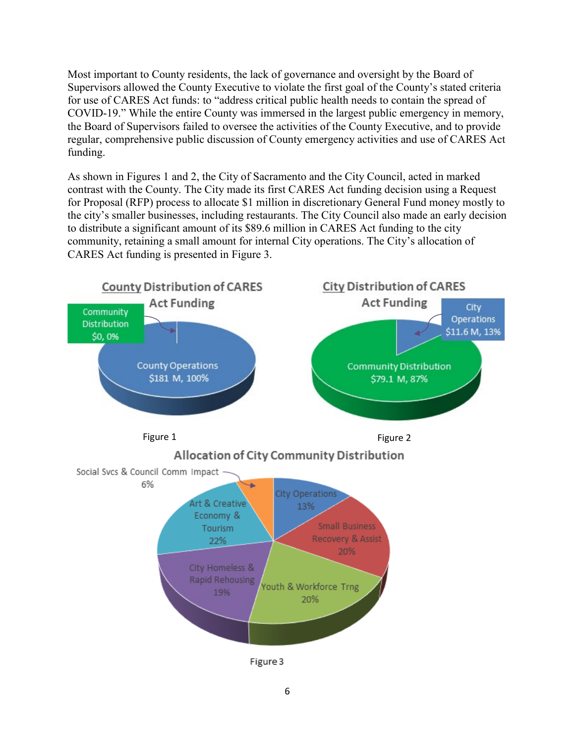Most important to County residents, the lack of governance and oversight by the Board of Supervisors allowed the County Executive to violate the first goal of the County's stated criteria for use of CARES Act funds: to "address critical public health needs to contain the spread of COVID-19." While the entire County was immersed in the largest public emergency in memory, the Board of Supervisors failed to oversee the activities of the County Executive, and to provide regular, comprehensive public discussion of County emergency activities and use of CARES Act funding.

As shown in Figures 1 and 2, the City of Sacramento and the City Council, acted in marked contrast with the County. The City made its first CARES Act funding decision using a Request for Proposal (RFP) process to allocate $1 million in discretionary General Fund money mostly to the city's smaller businesses, including restaurants. The City Council also made an early decision to distribute a significant amount of its $89.6 million in CARES Act funding to the city community, retaining a small amount for internal City operations. The City's allocation of CARES Act funding is presented in Figure 3.

**County Distribution of CARES Act Funding**

- Community Distribution $0, 0%
- County Operations $181 M, 100%

Figure 1

**City Distribution of CARES Act Funding**

- City Operations $11.6 M, 13%
- Community Distribution $79.1 M, 87%

Figure 2

**Allocation of City Community Distribution**

- City Operations 13%
- Small Business Recovery & Assist 20%
- Youth & Workforce Trng 20%
- City Homeless & Rapid Rehousing 19%
- Art & Creative Economy & Tourism 22%
- Social Svcs & Council Comm Impact 6%

Figure 3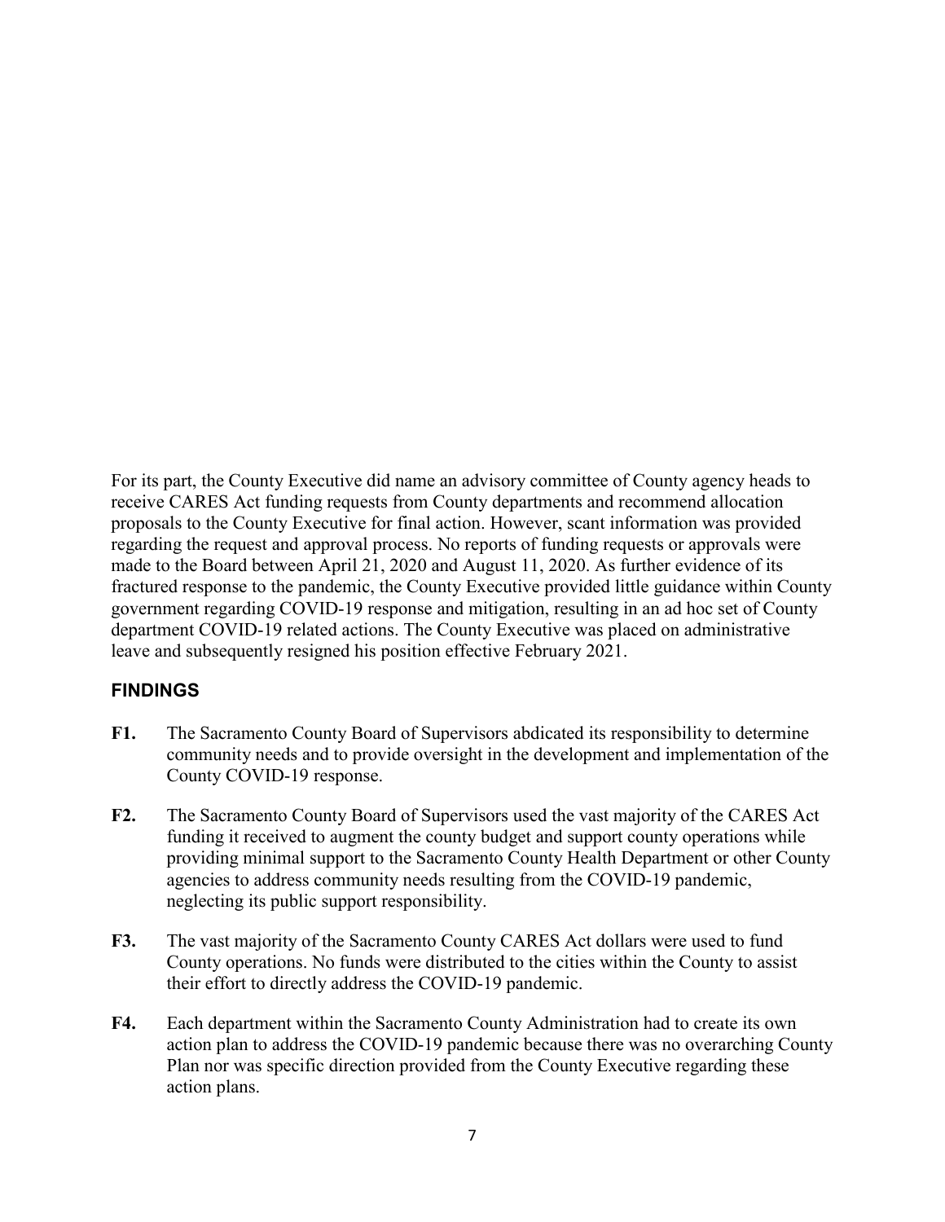For its part, the County Executive did name an advisory committee of County agency heads to receive CARES Act funding requests from County departments and recommend allocation proposals to the County Executive for final action. However, scant information was provided regarding the request and approval process. No reports of funding requests or approvals were made to the Board between April 21, 2020 and August 11, 2020. As further evidence of its fractured response to the pandemic, the County Executive provided little guidance within County government regarding COVID-19 response and mitigation, resulting in an ad hoc set of County department COVID-19 related actions. The County Executive was placed on administrative leave and subsequently resigned his position effective February 2021.

## FINDINGS

**F1.** The Sacramento County Board of Supervisors abdicated its responsibility to determine community needs and to provide oversight in the development and implementation of the County COVID-19 response.

**F2.** The Sacramento County Board of Supervisors used the vast majority of the CARES Act funding it received to augment the county budget and support county operations while providing minimal support to the Sacramento County Health Department or other County agencies to address community needs resulting from the COVID-19 pandemic, neglecting its public support responsibility.

**F3.** The vast majority of the Sacramento County CARES Act dollars were used to fund County operations. No funds were distributed to the cities within the County to assist their effort to directly address the COVID-19 pandemic.

**F4.** Each department within the Sacramento County Administration had to create its own action plan to address the COVID-19 pandemic because there was no overarching County Plan nor was specific direction provided from the County Executive regarding these action plans.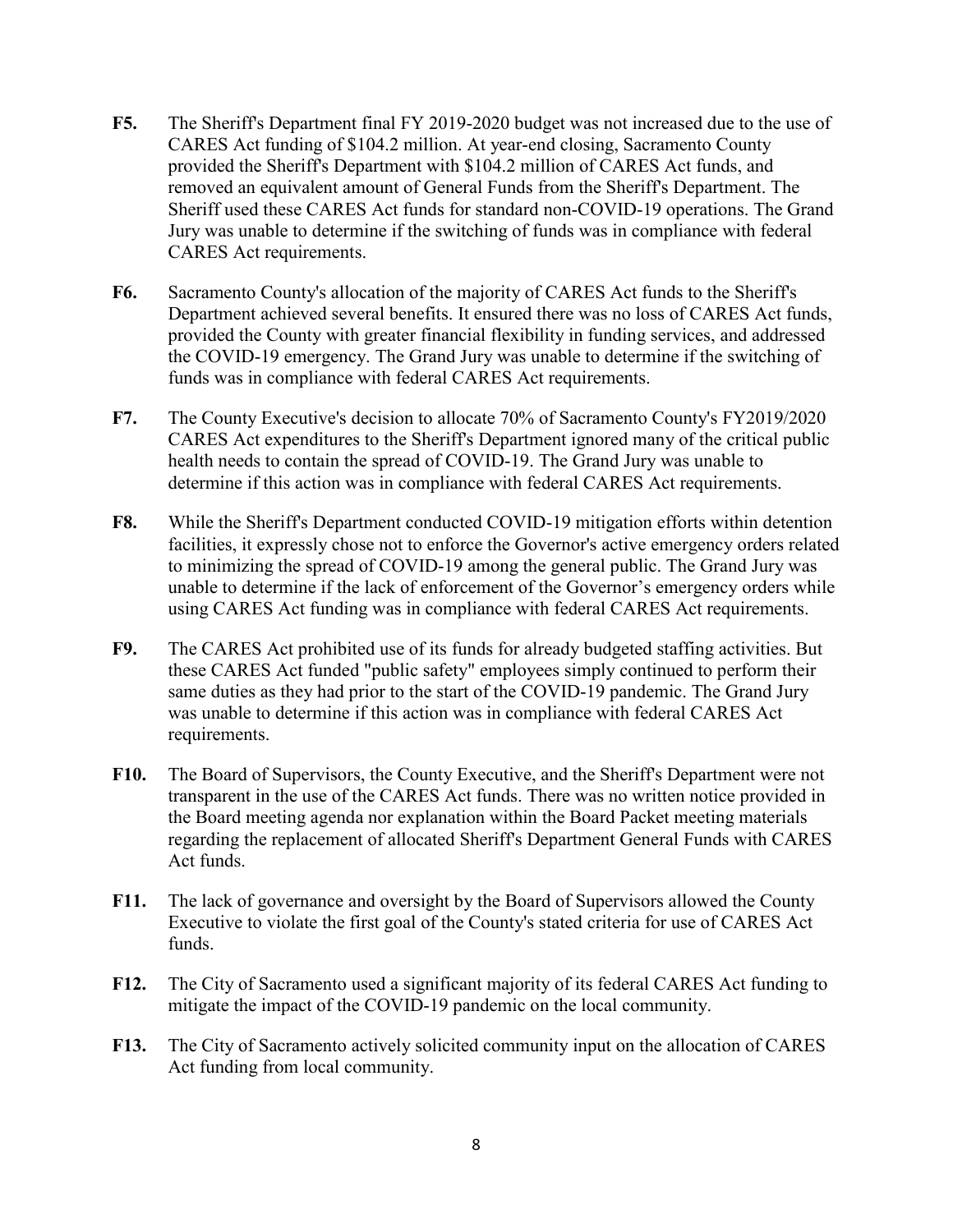**F5.** The Sheriff's Department final FY 2019-2020 budget was not increased due to the use of CARES Act funding of $104.2 million. At year-end closing, Sacramento County provided the Sheriff's Department with $104.2 million of CARES Act funds, and removed an equivalent amount of General Funds from the Sheriff's Department. The Sheriff used these CARES Act funds for standard non-COVID-19 operations. The Grand Jury was unable to determine if the switching of funds was in compliance with federal CARES Act requirements.

**F6.** Sacramento County's allocation of the majority of CARES Act funds to the Sheriff's Department achieved several benefits. It ensured there was no loss of CARES Act funds, provided the County with greater financial flexibility in funding services, and addressed the COVID-19 emergency. The Grand Jury was unable to determine if the switching of funds was in compliance with federal CARES Act requirements.

**F7.** The County Executive's decision to allocate 70% of Sacramento County's FY2019/2020 CARES Act expenditures to the Sheriff's Department ignored many of the critical public health needs to contain the spread of COVID-19. The Grand Jury was unable to determine if this action was in compliance with federal CARES Act requirements.

**F8.** While the Sheriff's Department conducted COVID-19 mitigation efforts within detention facilities, it expressly chose not to enforce the Governor's active emergency orders related to minimizing the spread of COVID-19 among the general public. The Grand Jury was unable to determine if the lack of enforcement of the Governor's emergency orders while using CARES Act funding was in compliance with federal CARES Act requirements.

**F9.** The CARES Act prohibited use of its funds for already budgeted staffing activities. But these CARES Act funded "public safety" employees simply continued to perform their same duties as they had prior to the start of the COVID-19 pandemic. The Grand Jury was unable to determine if this action was in compliance with federal CARES Act requirements.

**F10.** The Board of Supervisors, the County Executive, and the Sheriff's Department were not transparent in the use of the CARES Act funds. There was no written notice provided in the Board meeting agenda nor explanation within the Board Packet meeting materials regarding the replacement of allocated Sheriff's Department General Funds with CARES Act funds.

**F11.** The lack of governance and oversight by the Board of Supervisors allowed the County Executive to violate the first goal of the County's stated criteria for use of CARES Act funds.

**F12.** The City of Sacramento used a significant majority of its federal CARES Act funding to mitigate the impact of the COVID-19 pandemic on the local community.

**F13.** The City of Sacramento actively solicited community input on the allocation of CARES Act funding from local community.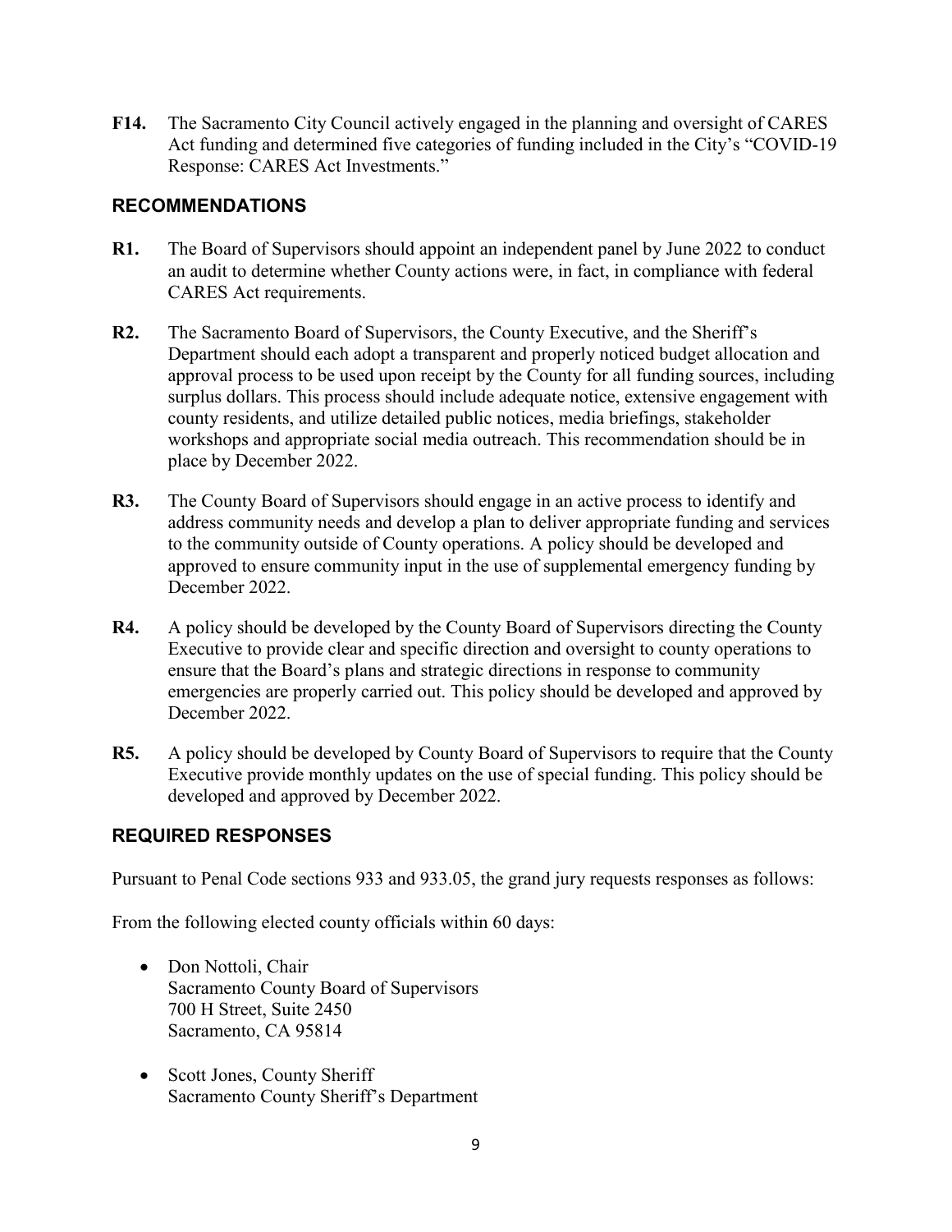**F14.** The Sacramento City Council actively engaged in the planning and oversight of CARES Act funding and determined five categories of funding included in the City's "COVID-19 Response: CARES Act Investments."

## RECOMMENDATIONS

**R1.** The Board of Supervisors should appoint an independent panel by June 2022 to conduct an audit to determine whether County actions were, in fact, in compliance with federal CARES Act requirements.

**R2.** The Sacramento Board of Supervisors, the County Executive, and the Sheriff's Department should each adopt a transparent and properly noticed budget allocation and approval process to be used upon receipt by the County for all funding sources, including surplus dollars. This process should include adequate notice, extensive engagement with county residents, and utilize detailed public notices, media briefings, stakeholder workshops and appropriate social media outreach. This recommendation should be in place by December 2022.

**R3.** The County Board of Supervisors should engage in an active process to identify and address community needs and develop a plan to deliver appropriate funding and services to the community outside of County operations. A policy should be developed and approved to ensure community input in the use of supplemental emergency funding by December 2022.

**R4.** A policy should be developed by the County Board of Supervisors directing the County Executive to provide clear and specific direction and oversight to county operations to ensure that the Board's plans and strategic directions in response to community emergencies are properly carried out. This policy should be developed and approved by December 2022.

**R5.** A policy should be developed by County Board of Supervisors to require that the County Executive provide monthly updates on the use of special funding. This policy should be developed and approved by December 2022.

## REQUIRED RESPONSES

Pursuant to Penal Code sections 933 and 933.05, the grand jury requests responses as follows:

From the following elected county officials within 60 days:

- Don Nottoli, Chair
  Sacramento County Board of Supervisors
  700 H Street, Suite 2450
  Sacramento, CA 95814

- Scott Jones, County Sheriff
  Sacramento County Sheriff's Department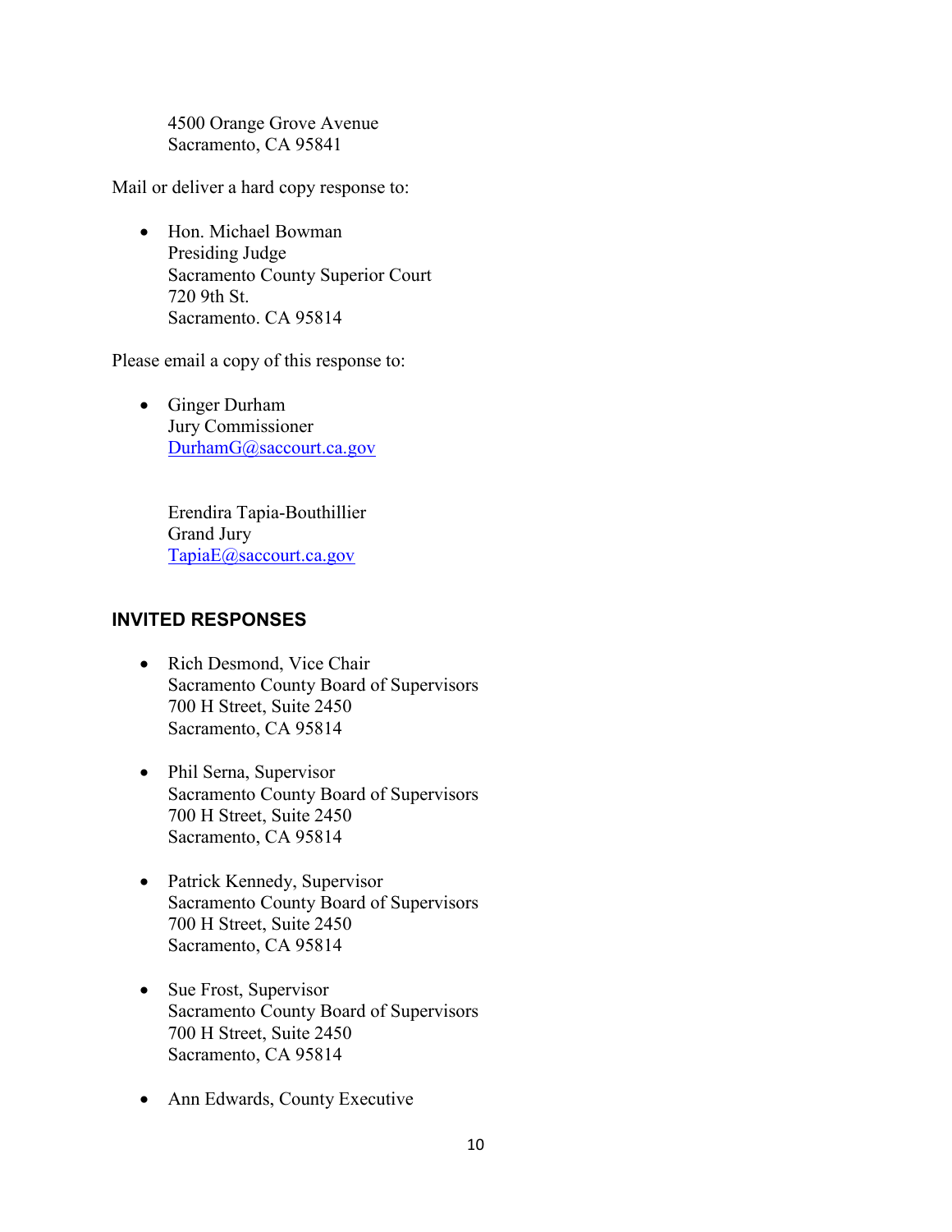4500 Orange Grove Avenue
Sacramento, CA 95841

Mail or deliver a hard copy response to:

- Hon. Michael Bowman
  Presiding Judge
  Sacramento County Superior Court
  720 9th St.
  Sacramento. CA 95814

Please email a copy of this response to:

- Ginger Durham
  Jury Commissioner
  DurhamG@saccourt.ca.gov

  Erendira Tapia-Bouthillier
  Grand Jury
  TapiaE@saccourt.ca.gov

## INVITED RESPONSES

- Rich Desmond, Vice Chair
  Sacramento County Board of Supervisors
  700 H Street, Suite 2450
  Sacramento, CA 95814

- Phil Serna, Supervisor
  Sacramento County Board of Supervisors
  700 H Street, Suite 2450
  Sacramento, CA 95814

- Patrick Kennedy, Supervisor
  Sacramento County Board of Supervisors
  700 H Street, Suite 2450
  Sacramento, CA 95814

- Sue Frost, Supervisor
  Sacramento County Board of Supervisors
  700 H Street, Suite 2450
  Sacramento, CA 95814

- Ann Edwards, County Executive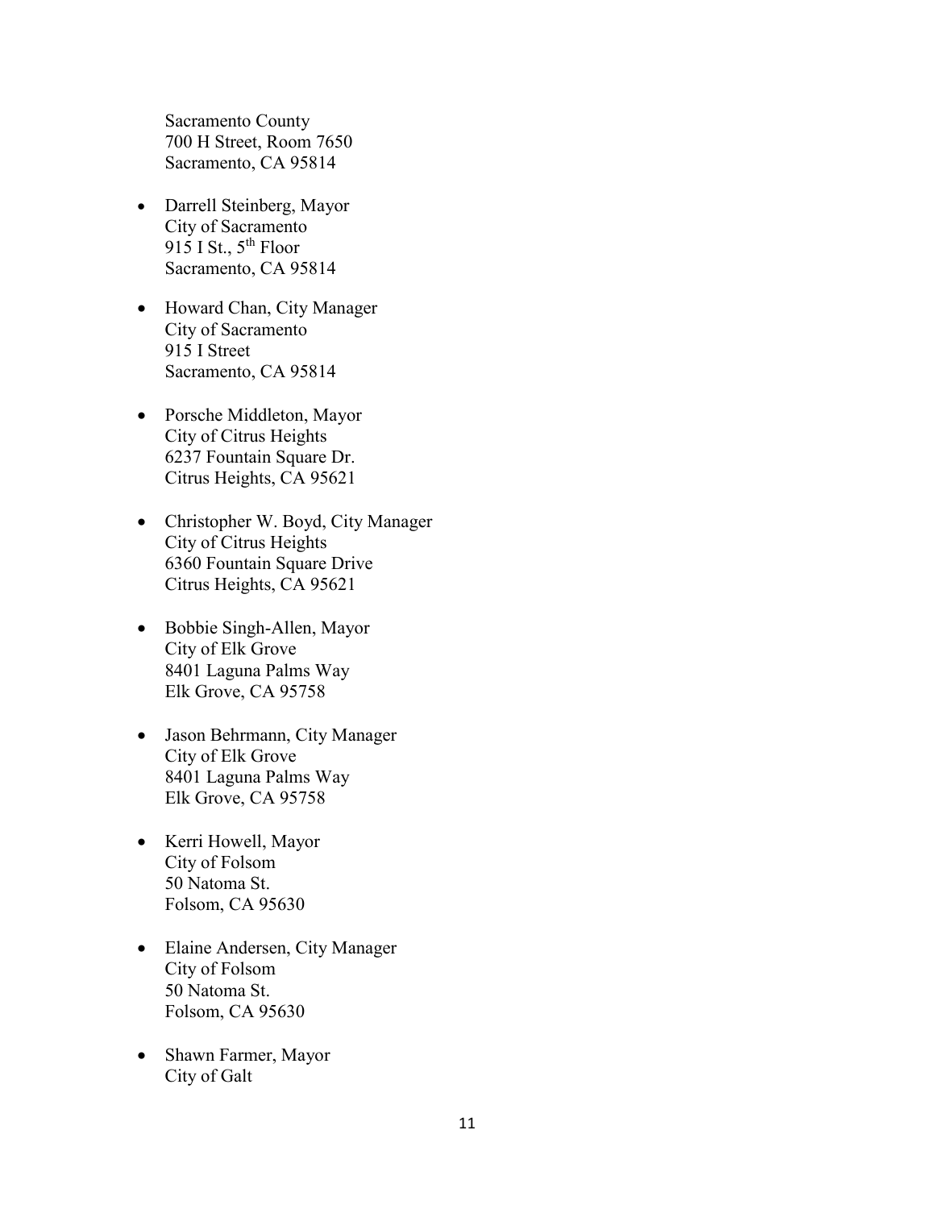Sacramento County
700 H Street, Room 7650
Sacramento, CA 95814

- Darrell Steinberg, Mayor
  City of Sacramento
  915 I St., 5th Floor
  Sacramento, CA 95814

- Howard Chan, City Manager
  City of Sacramento
  915 I Street
  Sacramento, CA 95814

- Porsche Middleton, Mayor
  City of Citrus Heights
  6237 Fountain Square Dr.
  Citrus Heights, CA 95621

- Christopher W. Boyd, City Manager
  City of Citrus Heights
  6360 Fountain Square Drive
  Citrus Heights, CA 95621

- Bobbie Singh-Allen, Mayor
  City of Elk Grove
  8401 Laguna Palms Way
  Elk Grove, CA 95758

- Jason Behrmann, City Manager
  City of Elk Grove
  8401 Laguna Palms Way
  Elk Grove, CA 95758

- Kerri Howell, Mayor
  City of Folsom
  50 Natoma St.
  Folsom, CA 95630

- Elaine Andersen, City Manager
  City of Folsom
  50 Natoma St.
  Folsom, CA 95630

- Shawn Farmer, Mayor
  City of Galt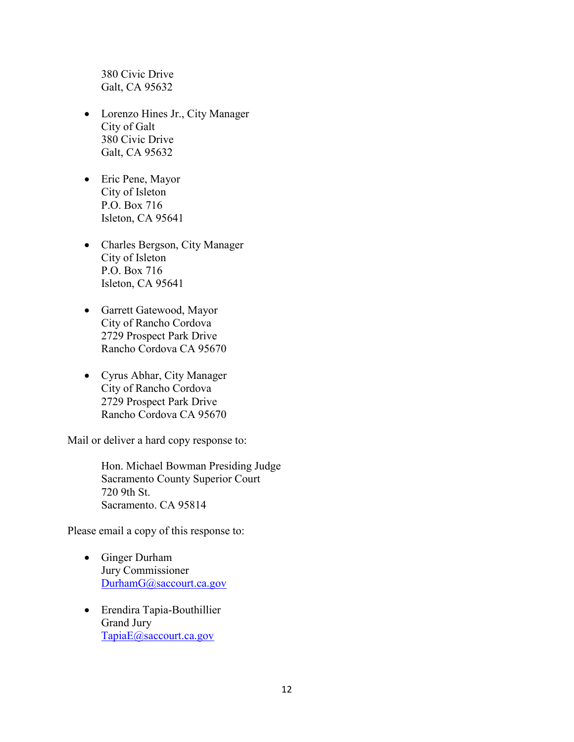380 Civic Drive
Galt, CA 95632

- Lorenzo Hines Jr., City Manager
  City of Galt
  380 Civic Drive
  Galt, CA 95632

- Eric Pene, Mayor
  City of Isleton
  P.O. Box 716
  Isleton, CA 95641

- Charles Bergson, City Manager
  City of Isleton
  P.O. Box 716
  Isleton, CA 95641

- Garrett Gatewood, Mayor
  City of Rancho Cordova
  2729 Prospect Park Drive
  Rancho Cordova CA 95670

- Cyrus Abhar, City Manager
  City of Rancho Cordova
  2729 Prospect Park Drive
  Rancho Cordova CA 95670

Mail or deliver a hard copy response to:

Hon. Michael Bowman Presiding Judge
Sacramento County Superior Court
720 9th St.
Sacramento. CA 95814

Please email a copy of this response to:

- Ginger Durham
  Jury Commissioner
  DurhamG@saccourt.ca.gov

- Erendira Tapia-Bouthillier
  Grand Jury
  TapiaE@saccourt.ca.gov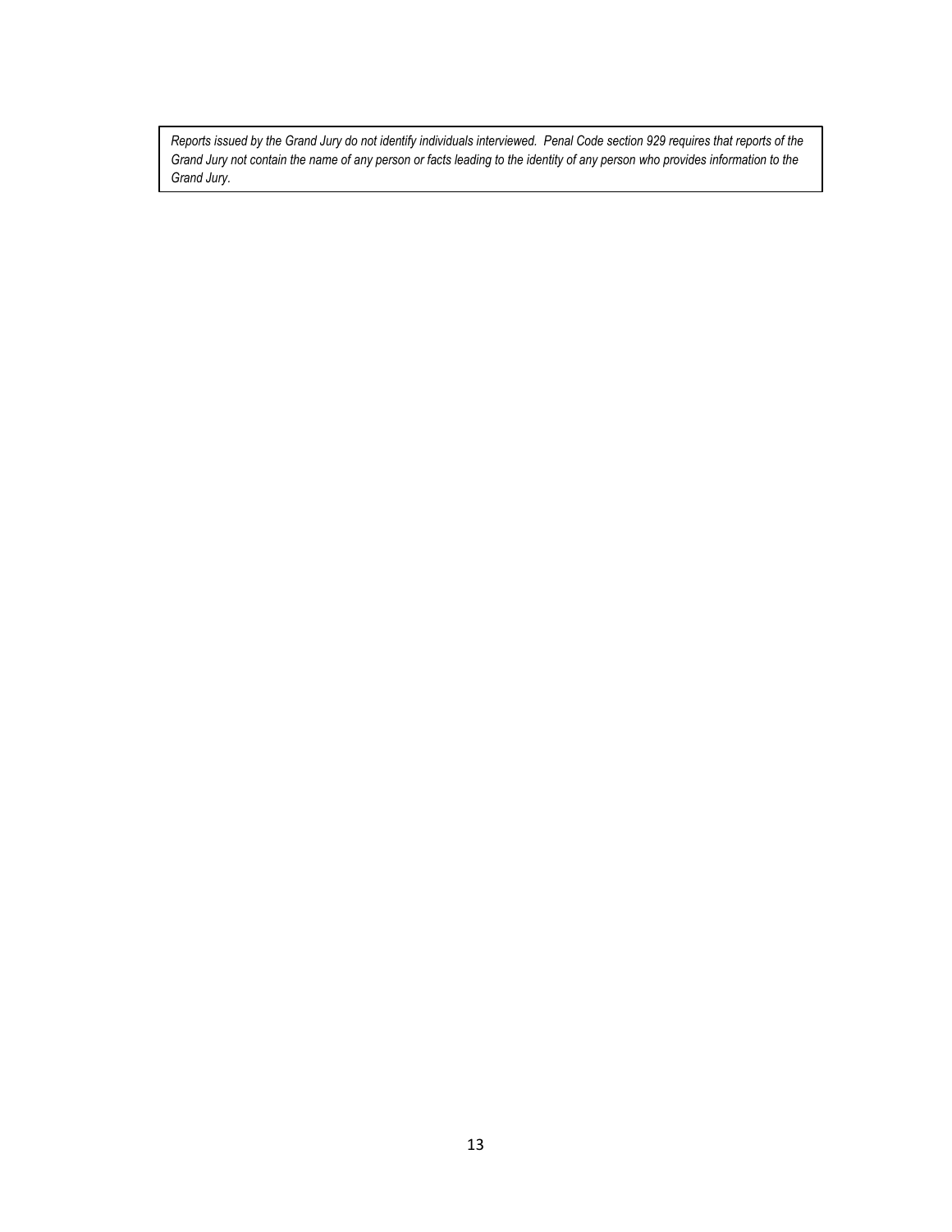*Reports issued by the Grand Jury do not identify individuals interviewed. Penal Code section 929 requires that reports of the Grand Jury not contain the name of any person or facts leading to the identity of any person who provides information to the Grand Jury.*